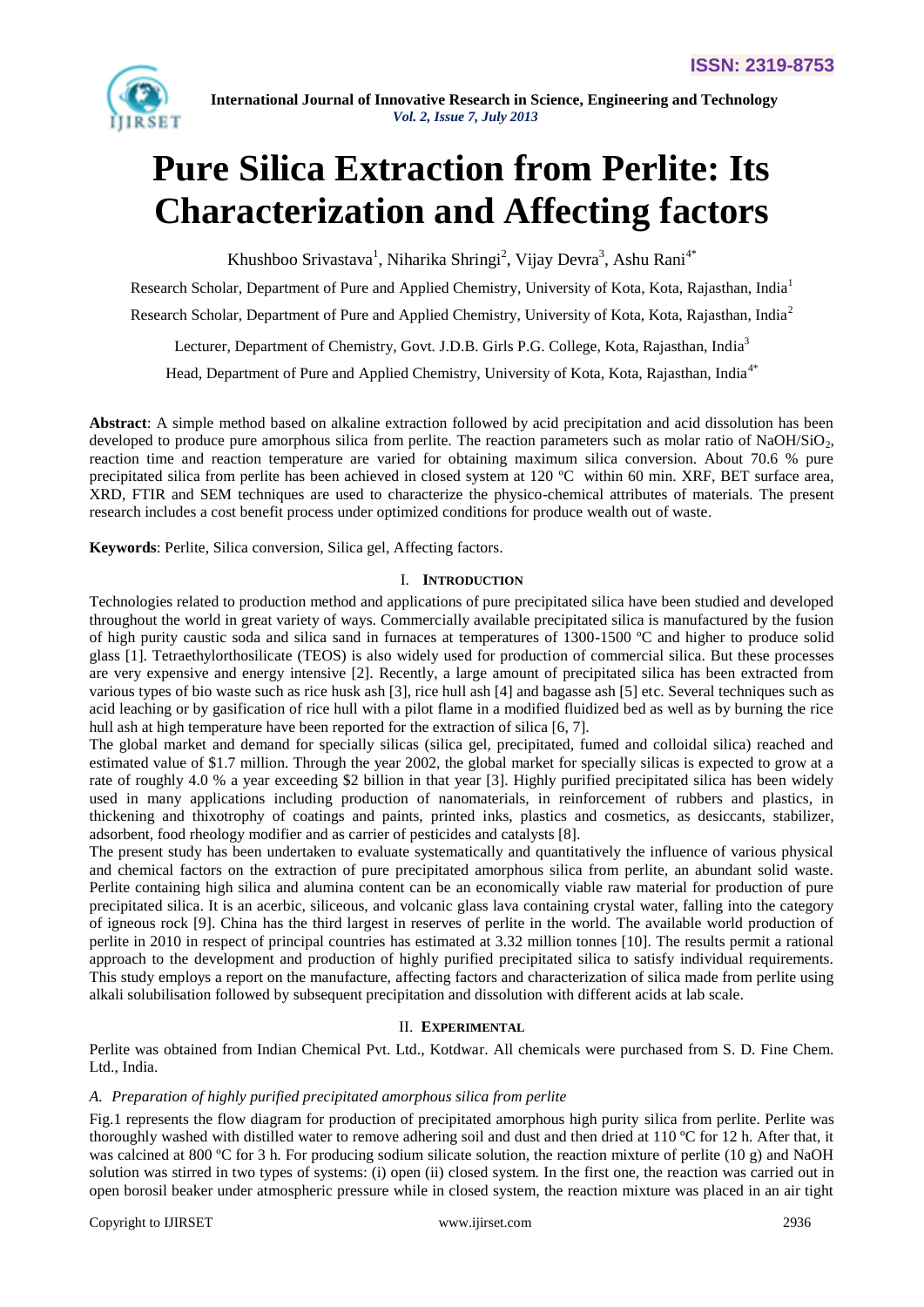# Pure Silica Extraction from Perlite: Its Characterization and Affecting factors

Khushboo Srivastava[1], Niharika Shringi[2], Vijay Devra[3], Ashu Rani[4*]

Research Scholar, Department of Pure and Applied Chemistry, University of Kota, Kota, Rajasthan, India[1]

Research Scholar, Department of Pure and Applied Chemistry, University of Kota, Kota, Rajasthan, India[2]

Lecturer, Department of Chemistry, Govt. J.D.B. Girls P.G. College, Kota, Rajasthan, India[3]

Head, Department of Pure and Applied Chemistry, University of Kota, Kota, Rajasthan, India[4*]

**Abstract**: A simple method based on alkaline extraction followed by acid precipitation and acid dissolution has been developed to produce pure amorphous silica from perlite. The reaction parameters such as molar ratio of $NaOH/SiO_2$, reaction time and reaction temperature are varied for obtaining maximum silica conversion. About 70.6 % pure precipitated silica from perlite has been achieved in closed system at 120 ºC within 60 min. XRF, BET surface area, XRD, FTIR and SEM techniques are used to characterize the physico-chemical attributes of materials. The present research includes a cost benefit process under optimized conditions for produce wealth out of waste.

**Keywords**: Perlite, Silica conversion, Silica gel, Affecting factors.

## I. Introduction

Technologies related to production method and applications of pure precipitated silica have been studied and developed throughout the world in great variety of ways. Commercially available precipitated silica is manufactured by the fusion of high purity caustic soda and silica sand in furnaces at temperatures of 1300-1500 ºC and higher to produce solid glass [1]. Tetraethylorthosilicate (TEOS) is also widely used for production of commercial silica. But these processes are very expensive and energy intensive [2]. Recently, a large amount of precipitated silica has been extracted from various types of bio waste such as rice husk ash [3], rice hull ash [4] and bagasse ash [5] etc. Several techniques such as acid leaching or by gasification of rice hull with a pilot flame in a modified fluidized bed as well as by burning the rice hull ash at high temperature have been reported for the extraction of silica [6, 7].

The global market and demand for specially silicas (silica gel, precipitated, fumed and colloidal silica) reached and estimated value of $1.7 million. Through the year 2002, the global market for specially silicas is expected to grow at a rate of roughly 4.0 % a year exceeding $2 billion in that year [3]. Highly purified precipitated silica has been widely used in many applications including production of nanomaterials, in reinforcement of rubbers and plastics, in thickening and thixotrophy of coatings and paints, printed inks, plastics and cosmetics, as desiccants, stabilizer, adsorbent, food rheology modifier and as carrier of pesticides and catalysts [8].

The present study has been undertaken to evaluate systematically and quantitatively the influence of various physical and chemical factors on the extraction of pure precipitated amorphous silica from perlite, an abundant solid waste. Perlite containing high silica and alumina content can be an economically viable raw material for production of pure precipitated silica. It is an acerbic, siliceous, and volcanic glass lava containing crystal water, falling into the category of igneous rock [9]. China has the third largest in reserves of perlite in the world. The available world production of perlite in 2010 in respect of principal countries has estimated at 3.32 million tonnes [10]. The results permit a rational approach to the development and production of highly purified precipitated silica to satisfy individual requirements. This study employs a report on the manufacture, affecting factors and characterization of silica made from perlite using alkali solubilisation followed by subsequent precipitation and dissolution with different acids at lab scale.

## II. Experimental

Perlite was obtained from Indian Chemical Pvt. Ltd., Kotdwar. All chemicals were purchased from S. D. Fine Chem. Ltd., India.

### *A. Preparation of highly purified precipitated amorphous silica from perlite*

Fig.1 represents the flow diagram for production of precipitated amorphous high purity silica from perlite. Perlite was thoroughly washed with distilled water to remove adhering soil and dust and then dried at 110 ºC for 12 h. After that, it was calcined at 800 ºC for 3 h. For producing sodium silicate solution, the reaction mixture of perlite (10 g) and NaOH solution was stirred in two types of systems: (i) open (ii) closed system. In the first one, the reaction was carried out in open borosil beaker under atmospheric pressure while in closed system, the reaction mixture was placed in an air tight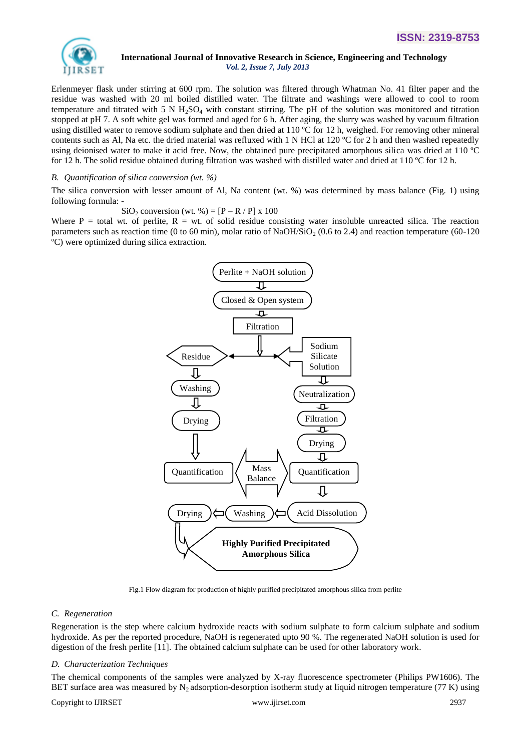Erlenmeyer flask under stirring at 600 rpm. The solution was filtered through Whatman No. 41 filter paper and the residue was washed with 20 ml boiled distilled water. The filtrate and washings were allowed to cool to room temperature and titrated with 5 N $H_2SO_4$ with constant stirring. The pH of the solution was monitored and titration stopped at pH 7. A soft white gel was formed and aged for 6 h. After aging, the slurry was washed by vacuum filtration using distilled water to remove sodium sulphate and then dried at 110 ºC for 12 h, weighed. For removing other mineral contents such as Al, Na etc. the dried material was refluxed with 1 N HCl at 120 ºC for 2 h and then washed repeatedly using deionised water to make it acid free. Now, the obtained pure precipitated amorphous silica was dried at 110 ºC for 12 h. The solid residue obtained during filtration was washed with distilled water and dried at 110 ºC for 12 h.

### B. *Quantification of silica conversion (wt. %)*

The silica conversion with lesser amount of Al, Na content (wt. %) was determined by mass balance (Fig. 1) using following formula: -

$$SiO_2 \text{ conversion (wt. \%)} = [P - R / P] \times 100$$

Where P = total wt. of perlite, R = wt. of solid residue consisting water insoluble unreacted silica. The reaction parameters such as reaction time (0 to 60 min), molar ratio of $NaOH/SiO_2$ (0.6 to 2.4) and reaction temperature (60-120 ºC) were optimized during silica extraction.

Fig.1 Flow diagram for production of highly purified precipitated amorphous silica from perlite

### C. *Regeneration*

Regeneration is the step where calcium hydroxide reacts with sodium sulphate to form calcium sulphate and sodium hydroxide. As per the reported procedure, NaOH is regenerated upto 90 %. The regenerated NaOH solution is used for digestion of the fresh perlite [11]. The obtained calcium sulphate can be used for other laboratory work.

### D. *Characterization Techniques*

The chemical components of the samples were analyzed by X-ray fluorescence spectrometer (Philips PW1606). The BET surface area was measured by $N_2$ adsorption-desorption isotherm study at liquid nitrogen temperature (77 K) using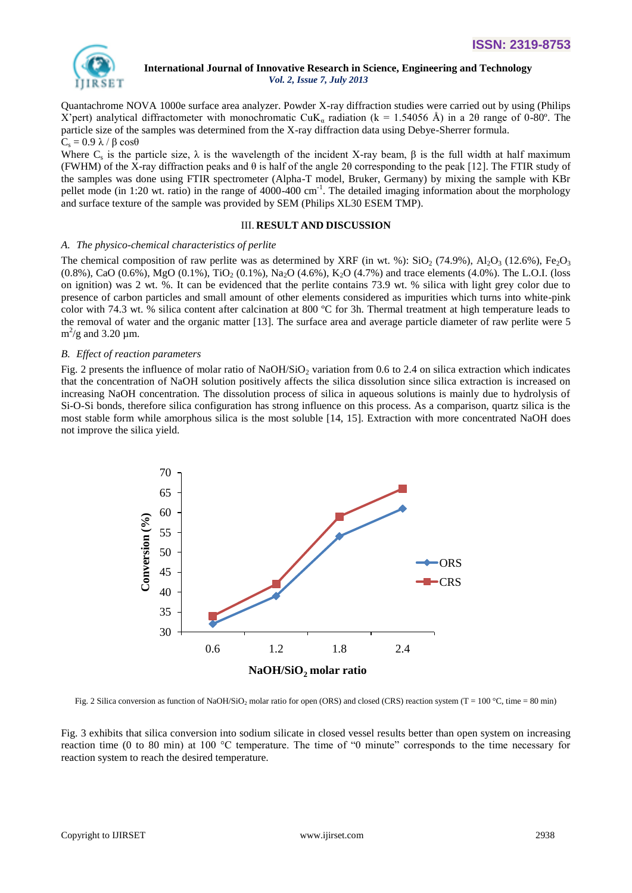Quantachrome NOVA 1000e surface area analyzer. Powder X-ray diffraction studies were carried out by using (Philips X'pert) analytical diffractometer with monochromatic $CuK_{\alpha}$ radiation (k = 1.54056 Å) in a 2θ range of 0-80º. The particle size of the samples was determined from the X-ray diffraction data using Debye-Sherrer formula.

$C_s = 0.9 \lambda / \beta \cos\theta$

Where $C_s$ is the particle size, λ is the wavelength of the incident X-ray beam, β is the full width at half maximum (FWHM) of the X-ray diffraction peaks and θ is half of the angle 2θ corresponding to the peak [12]. The FTIR study of the samples was done using FTIR spectrometer (Alpha-T model, Bruker, Germany) by mixing the sample with KBr pellet mode (in 1:20 wt. ratio) in the range of 4000-400 $cm^{-1}$. The detailed imaging information about the morphology and surface texture of the sample was provided by SEM (Philips XL30 ESEM TMP).

## III. RESULT AND DISCUSSION

### *A. The physico-chemical characteristics of perlite*

The chemical composition of raw perlite was as determined by XRF (in wt. %): $SiO_2$ (74.9%), $Al_2O_3$ (12.6%), $Fe_2O_3$ (0.8%), CaO (0.6%), MgO (0.1%), $TiO_2$ (0.1%), $Na_2O$ (4.6%), $K_2O$ (4.7%) and trace elements (4.0%). The L.O.I. (loss on ignition) was 2 wt. %. It can be evidenced that the perlite contains 73.9 wt. % silica with light grey color due to presence of carbon particles and small amount of other elements considered as impurities which turns into white-pink color with 74.3 wt. % silica content after calcination at 800 ºC for 3h. Thermal treatment at high temperature leads to the removal of water and the organic matter [13]. The surface area and average particle diameter of raw perlite were 5 $m^2/g$ and 3.20 μm.

### *B. Effect of reaction parameters*

Fig. 2 presents the influence of molar ratio of $NaOH/SiO_2$ variation from 0.6 to 2.4 on silica extraction which indicates that the concentration of NaOH solution positively affects the silica dissolution since silica extraction is increased on increasing NaOH concentration. The dissolution process of silica in aqueous solutions is mainly due to hydrolysis of Si-O-Si bonds, therefore silica configuration has strong influence on this process. As a comparison, quartz silica is the most stable form while amorphous silica is the most soluble [14, 15]. Extraction with more concentrated NaOH does not improve the silica yield.

Fig. 2 Silica conversion as function of $NaOH/SiO_2$ molar ratio for open (ORS) and closed (CRS) reaction system (T = 100 °C, time = 80 min)

Fig. 3 exhibits that silica conversion into sodium silicate in closed vessel results better than open system on increasing reaction time (0 to 80 min) at 100 °C temperature. The time of "0 minute" corresponds to the time necessary for reaction system to reach the desired temperature.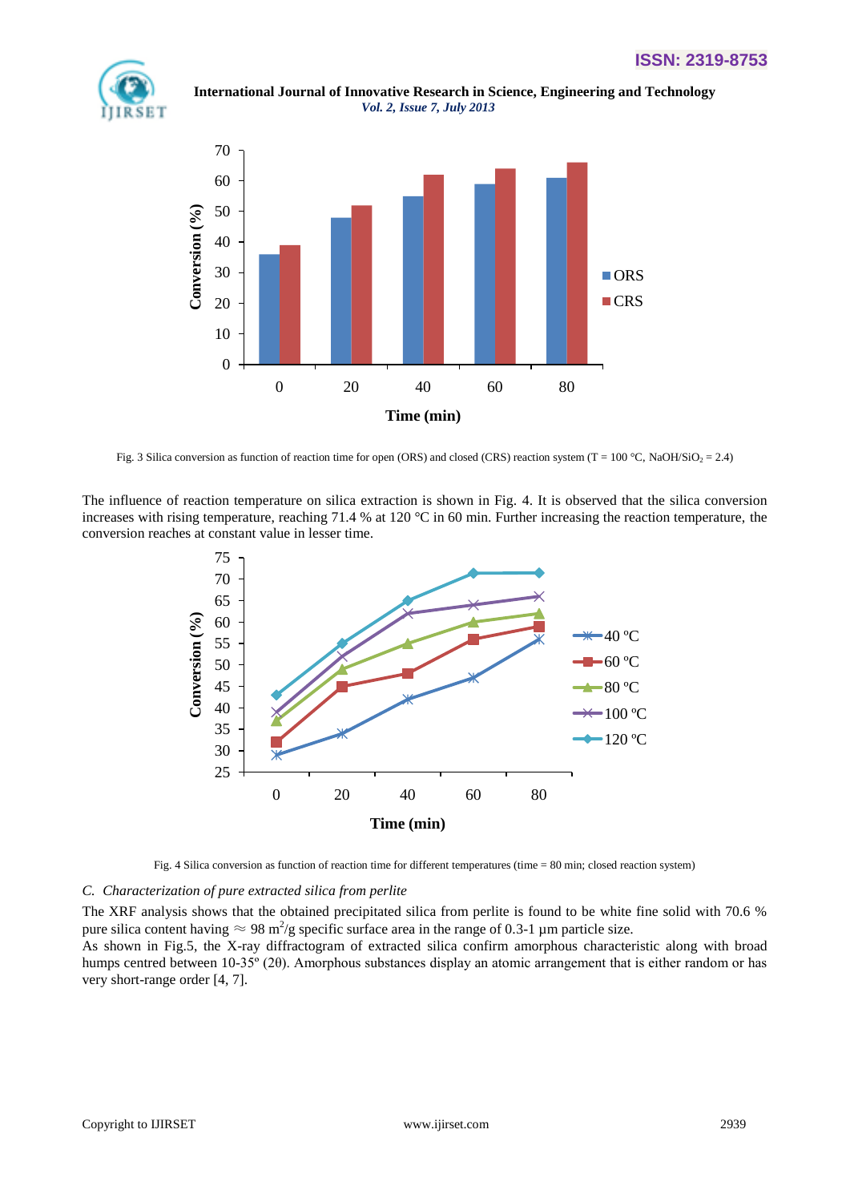Fig. 3 Silica conversion as function of reaction time for open (ORS) and closed (CRS) reaction system (T = 100 °C, $NaOH/SiO_2$ = 2.4)

The influence of reaction temperature on silica extraction is shown in Fig. 4. It is observed that the silica conversion increases with rising temperature, reaching 71.4 % at 120 °C in 60 min. Further increasing the reaction temperature, the conversion reaches at constant value in lesser time.

Fig. 4 Silica conversion as function of reaction time for different temperatures (time = 80 min; closed reaction system)

### *C. Characterization of pure extracted silica from perlite*

The XRF analysis shows that the obtained precipitated silica from perlite is found to be white fine solid with 70.6 % pure silica content having ≈ 98 $m^2/g$ specific surface area in the range of 0.3-1 µm particle size.

As shown in Fig.5, the X-ray diffractogram of extracted silica confirm amorphous characteristic along with broad humps centred between 10-35° (2θ). Amorphous substances display an atomic arrangement that is either random or has very short-range order [4, 7].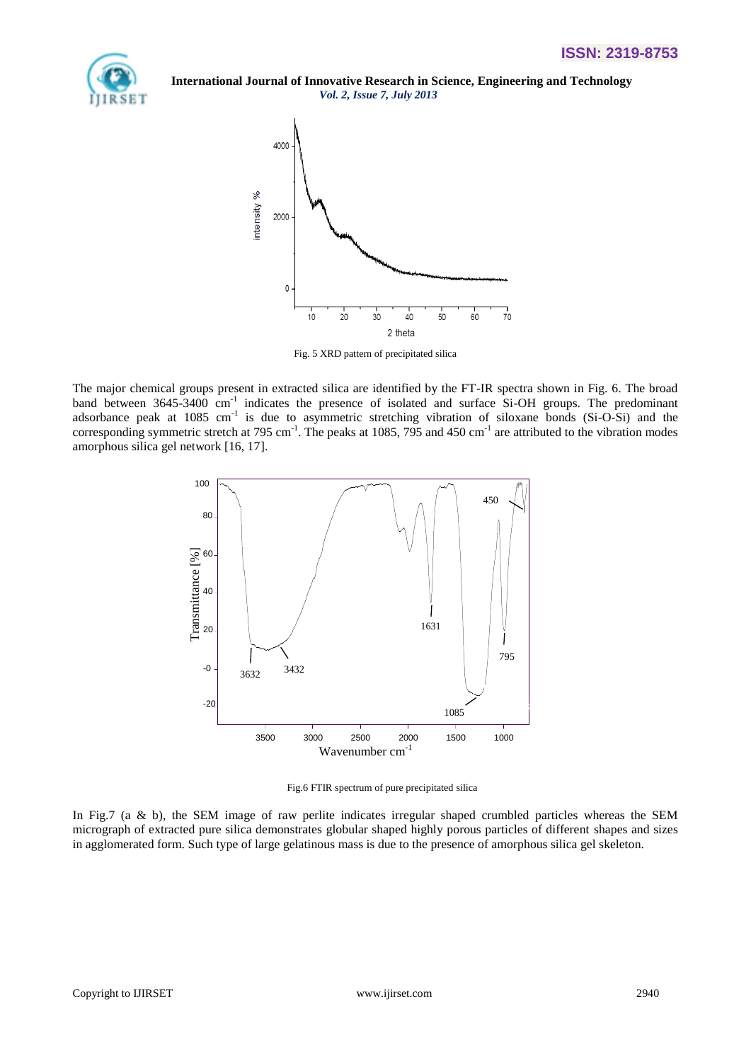Fig. 5 XRD pattern of precipitated silica

The major chemical groups present in extracted silica are identified by the FT-IR spectra shown in Fig. 6. The broad band between 3645-3400 $cm^{-1}$ indicates the presence of isolated and surface Si-OH groups. The predominant adsorbance peak at 1085 $cm^{-1}$ is due to asymmetric stretching vibration of siloxane bonds (Si-O-Si) and the corresponding symmetric stretch at 795 $cm^{-1}$. The peaks at 1085, 795 and 450 $cm^{-1}$ are attributed to the vibration modes amorphous silica gel network [16, 17].

Fig.6 FTIR spectrum of pure precipitated silica

In Fig.7 (a & b), the SEM image of raw perlite indicates irregular shaped crumbled particles whereas the SEM micrograph of extracted pure silica demonstrates globular shaped highly porous particles of different shapes and sizes in agglomerated form. Such type of large gelatinous mass is due to the presence of amorphous silica gel skeleton.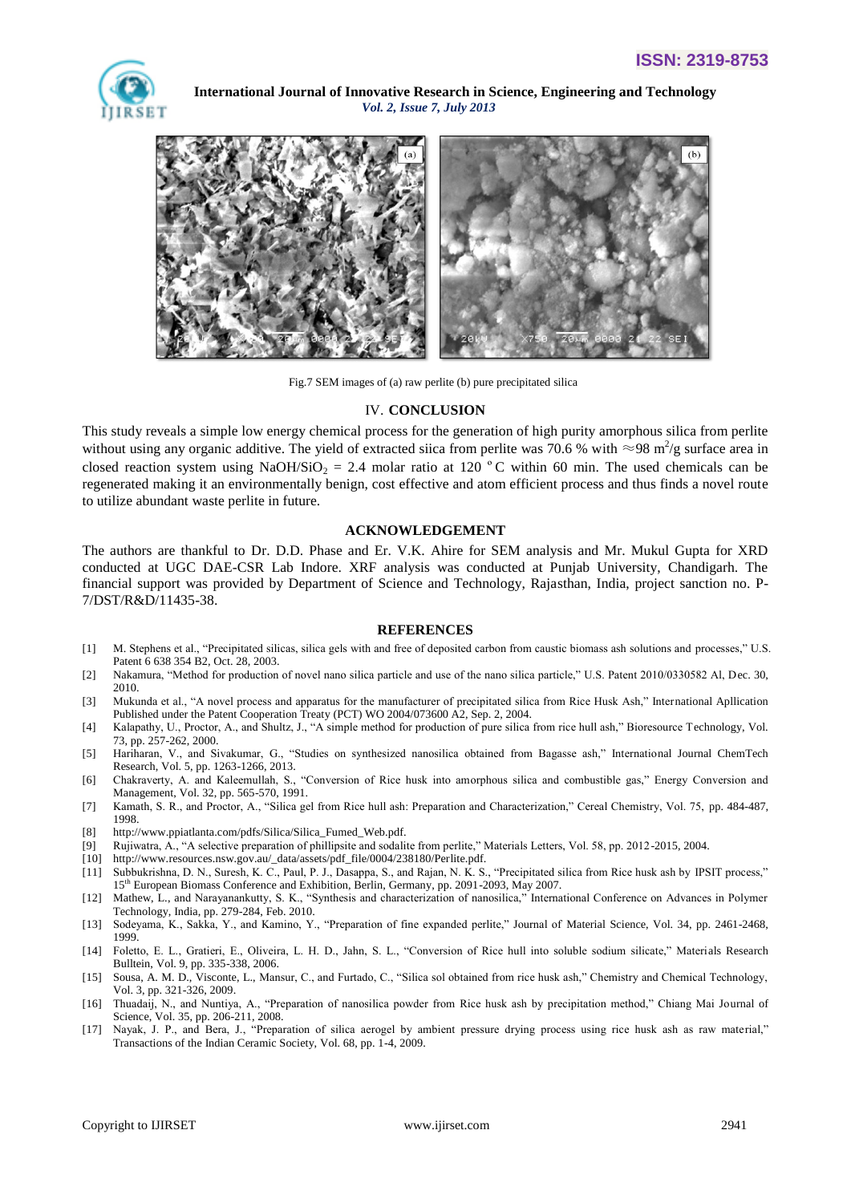Fig.7 SEM images of (a) raw perlite (b) pure precipitated silica

## IV. CONCLUSION

This study reveals a simple low energy chemical process for the generation of high purity amorphous silica from perlite without using any organic additive. The yield of extracted siica from perlite was 70.6 % with ≈98 $m^2/g$ surface area in closed reaction system using $NaOH/SiO_2$ = 2.4 molar ratio at 120 $^oC$ within 60 min. The used chemicals can be regenerated making it an environmentally benign, cost effective and atom efficient process and thus finds a novel route to utilize abundant waste perlite in future.

## ACKNOWLEDGEMENT

The authors are thankful to Dr. D.D. Phase and Er. V.K. Ahire for SEM analysis and Mr. Mukul Gupta for XRD conducted at UGC DAE-CSR Lab Indore. XRF analysis was conducted at Punjab University, Chandigarh. The financial support was provided by Department of Science and Technology, Rajasthan, India, project sanction no. P-7/DST/R&D/11435-38.

## REFERENCES

[1] M. Stephens et al., "Precipitated silicas, silica gels with and free of deposited carbon from caustic biomass ash solutions and processes," U.S. Patent 6 638 354 B2, Oct. 28, 2003.

[2] Nakamura, "Method for production of novel nano silica particle and use of the nano silica particle," U.S. Patent 2010/0330582 Al, Dec. 30, 2010.

[3] Mukunda et al., "A novel process and apparatus for the manufacturer of precipitated silica from Rice Husk Ash," International Apllication Published under the Patent Cooperation Treaty (PCT) WO 2004/073600 A2, Sep. 2, 2004.

[4] Kalapathy, U., Proctor, A., and Shultz, J., "A simple method for production of pure silica from rice hull ash," Bioresource Technology, Vol. 73, pp. 257-262, 2000.

[5] Hariharan, V., and Sivakumar, G., "Studies on synthesized nanosilica obtained from Bagasse ash," International Journal ChemTech Research, Vol. 5, pp. 1263-1266, 2013.

[6] Chakraverty, A. and Kaleemullah, S., "Conversion of Rice husk into amorphous silica and combustible gas," Energy Conversion and Management, Vol. 32, pp. 565-570, 1991.

[7] Kamath, S. R., and Proctor, A., "Silica gel from Rice hull ash: Preparation and Characterization," Cereal Chemistry, Vol. 75, pp. 484-487, 1998.

[8] http://www.ppiatlanta.com/pdfs/Silica/Silica_Fumed_Web.pdf.

[9] Rujiwatra, A., "A selective preparation of phillipsite and sodalite from perlite," Materials Letters, Vol. 58, pp. 2012-2015, 2004.

[10] http://www.resources.nsw.gov.au/_data/assets/pdf_file/0004/238180/Perlite.pdf.

[11] Subbukrishna, D. N., Suresh, K. C., Paul, P. J., Dasappa, S., and Rajan, N. K. S., "Precipitated silica from Rice husk ash by IPSIT process," 15th European Biomass Conference and Exhibition, Berlin, Germany, pp. 2091-2093, May 2007.

[12] Mathew, L., and Narayanankutty, S. K., "Synthesis and characterization of nanosilica," International Conference on Advances in Polymer Technology, India, pp. 279-284, Feb. 2010.

[13] Sodeyama, K., Sakka, Y., and Kamino, Y., "Preparation of fine expanded perlite," Journal of Material Science, Vol. 34, pp. 2461-2468, 1999.

[14] Foletto, E. L., Gratieri, E., Oliveira, L. H. D., Jahn, S. L., "Conversion of Rice hull into soluble sodium silicate," Materials Research Bulltein, Vol. 9, pp. 335-338, 2006.

[15] Sousa, A. M. D., Visconte, L., Mansur, C., and Furtado, C., "Silica sol obtained from rice husk ash," Chemistry and Chemical Technology, Vol. 3, pp. 321-326, 2009.

[16] Thuadaij, N., and Nuntiya, A., "Preparation of nanosilica powder from Rice husk ash by precipitation method," Chiang Mai Journal of Science, Vol. 35, pp. 206-211, 2008.

[17] Nayak, J. P., and Bera, J., "Preparation of silica aerogel by ambient pressure drying process using rice husk ash as raw material," Transactions of the Indian Ceramic Society, Vol. 68, pp. 1-4, 2009.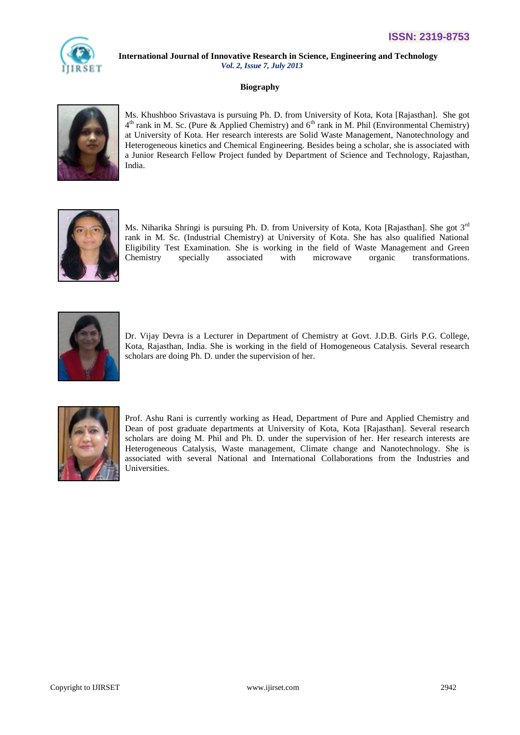## Biography

Ms. Khushboo Srivastava is pursuing Ph. D. from University of Kota, Kota [Rajasthan]. She got 4th rank in M. Sc. (Pure & Applied Chemistry) and 6th rank in M. Phil (Environmental Chemistry) at University of Kota. Her research interests are Solid Waste Management, Nanotechnology and Heterogeneous kinetics and Chemical Engineering. Besides being a scholar, she is associated with a Junior Research Fellow Project funded by Department of Science and Technology, Rajasthan, India.

Ms. Niharika Shringi is pursuing Ph. D. from University of Kota, Kota [Rajasthan]. She got 3rd rank in M. Sc. (Industrial Chemistry) at University of Kota. She has also qualified National Eligibility Test Examination. She is working in the field of Waste Management and Green Chemistry specially associated with microwave organic transformations.

Dr. Vijay Devra is a Lecturer in Department of Chemistry at Govt. J.D.B. Girls P.G. College, Kota, Rajasthan, India. She is working in the field of Homogeneous Catalysis. Several research scholars are doing Ph. D. under the supervision of her.

Prof. Ashu Rani is currently working as Head, Department of Pure and Applied Chemistry and Dean of post graduate departments at University of Kota, Kota [Rajasthan]. Several research scholars are doing M. Phil and Ph. D. under the supervision of her. Her research interests are Heterogeneous Catalysis, Waste management, Climate change and Nanotechnology. She is associated with several National and International Collaborations from the Industries and Universities.